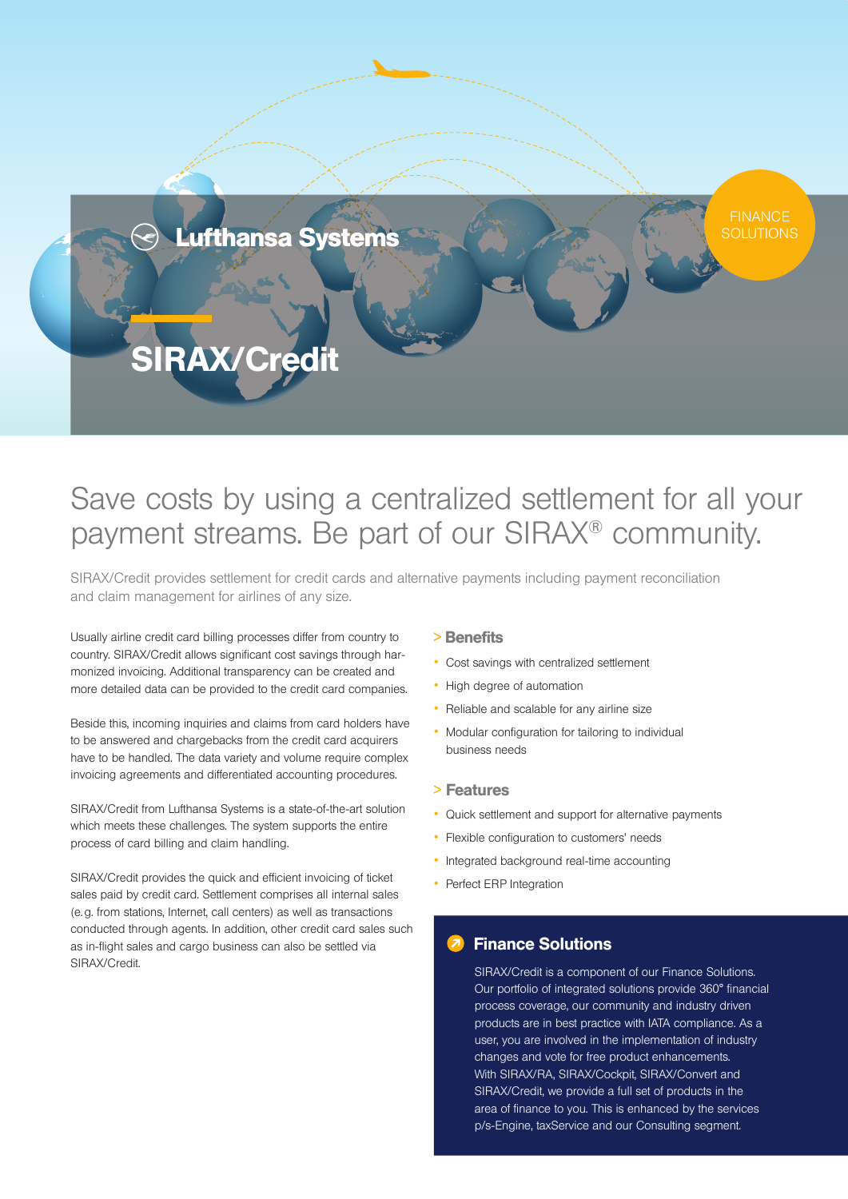Lufthansa Systems

FINANCE SOLUTIONS

# SIRAX/Credit

## Save costs by using a centralized settlement for all your payment streams. Be part of our SIRAX® community.

SIRAX/Credit provides settlement for credit cards and alternative payments including payment reconciliation and claim management for airlines of any size.

Usually airline credit card billing processes differ from country to country. SIRAX/Credit allows significant cost savings through harmonized invoicing. Additional transparency can be created and more detailed data can be provided to the credit card companies.

Beside this, incoming inquiries and claims from card holders have to be answered and chargebacks from the credit card acquirers have to be handled. The data variety and volume require complex invoicing agreements and differentiated accounting procedures.

SIRAX/Credit from Lufthansa Systems is a state-of-the-art solution which meets these challenges. The system supports the entire process of card billing and claim handling.

SIRAX/Credit provides the quick and efficient invoicing of ticket sales paid by credit card. Settlement comprises all internal sales (e.g. from stations, Internet, call centers) as well as transactions conducted through agents. In addition, other credit card sales such as in-flight sales and cargo business can also be settled via SIRAX/Credit.

### > Benefits

- Cost savings with centralized settlement
- High degree of automation
- Reliable and scalable for any airline size
- Modular configuration for tailoring to individual business needs

### > Features

- Quick settlement and support for alternative payments
- Flexible configuration to customers' needs
- Integrated background real-time accounting
- Perfect ERP Integration

### Finance Solutions

SIRAX/Credit is a component of our Finance Solutions. Our portfolio of integrated solutions provide 360° financial process coverage, our community and industry driven products are in best practice with IATA compliance. As a user, you are involved in the implementation of industry changes and vote for free product enhancements. With SIRAX/RA, SIRAX/Cockpit, SIRAX/Convert and SIRAX/Credit, we provide a full set of products in the area of finance to you. This is enhanced by the services p/s-Engine, taxService and our Consulting segment.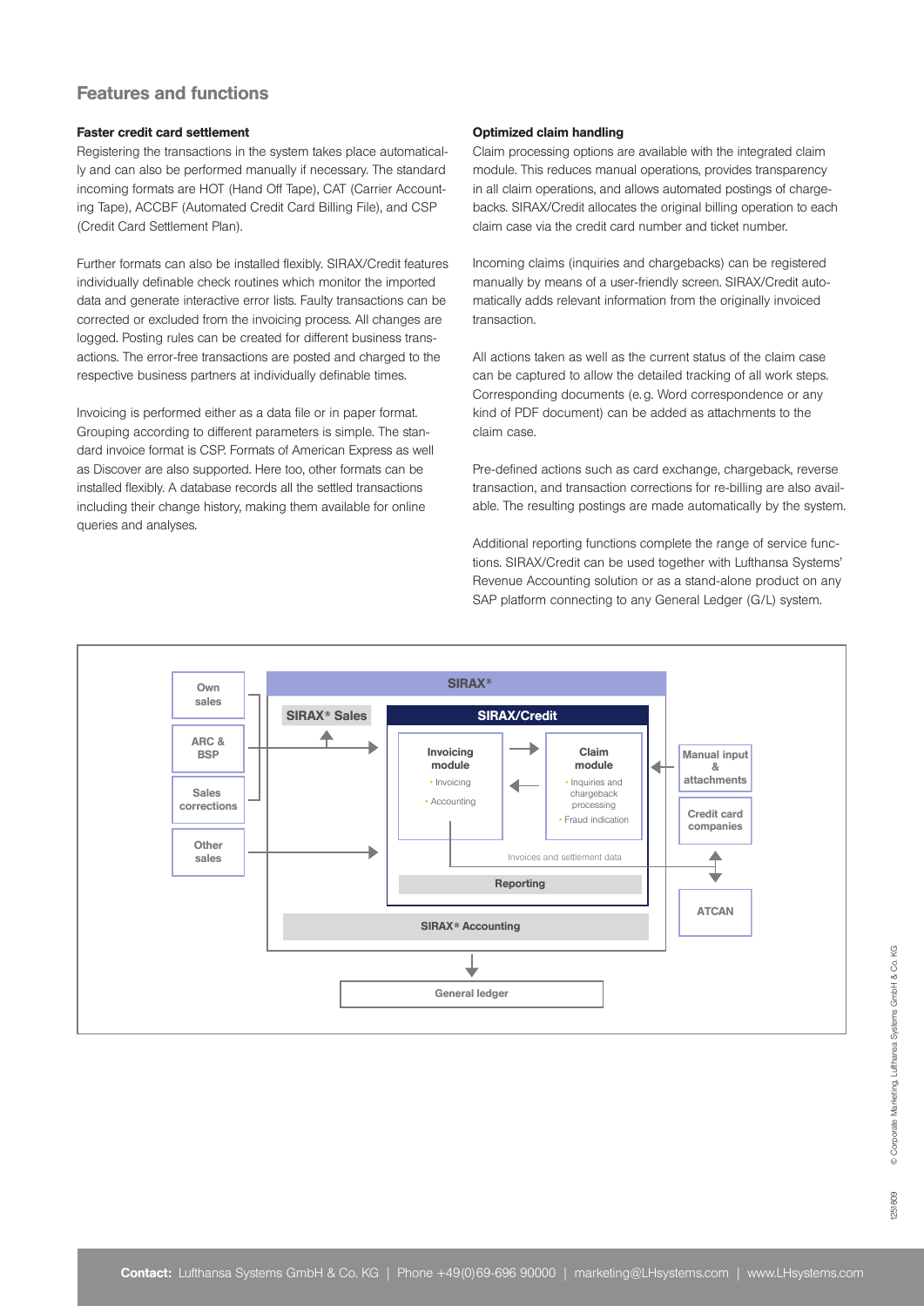## Features and functions

### Faster credit card settlement

Registering the transactions in the system takes place automatically and can also be performed manually if necessary. The standard incoming formats are HOT (Hand Off Tape), CAT (Carrier Accounting Tape), ACCBF (Automated Credit Card Billing File), and CSP (Credit Card Settlement Plan).

Further formats can also be installed flexibly. SIRAX/Credit features individually definable check routines which monitor the imported data and generate interactive error lists. Faulty transactions can be corrected or excluded from the invoicing process. All changes are logged. Posting rules can be created for different business transactions. The error-free transactions are posted and charged to the respective business partners at individually definable times.

Invoicing is performed either as a data file or in paper format. Grouping according to different parameters is simple. The standard invoice format is CSP. Formats of American Express as well as Discover are also supported. Here too, other formats can be installed flexibly. A database records all the settled transactions including their change history, making them available for online queries and analyses.

### Optimized claim handling

Claim processing options are available with the integrated claim module. This reduces manual operations, provides transparency in all claim operations, and allows automated postings of chargebacks. SIRAX/Credit allocates the original billing operation to each claim case via the credit card number and ticket number.

Incoming claims (inquiries and chargebacks) can be registered manually by means of a user-friendly screen. SIRAX/Credit automatically adds relevant information from the originally invoiced transaction.

All actions taken as well as the current status of the claim case can be captured to allow the detailed tracking of all work steps. Corresponding documents (e.g. Word correspondence or any kind of PDF document) can be added as attachments to the claim case.

Pre-defined actions such as card exchange, chargeback, reverse transaction, and transaction corrections for re-billing are also available. The resulting postings are made automatically by the system.

Additional reporting functions complete the range of service functions. SIRAX/Credit can be used together with Lufthansa Systems' Revenue Accounting solution or as a stand-alone product on any SAP platform connecting to any General Ledger (G/L) system.

Own sales
ARC & BSP
Sales corrections
Other sales
SIRAX®
SIRAX® Sales
SIRAX/Credit
Invoicing module
• Invoicing
• Accounting
Claim module
• Inquiries and chargeback processing
• Fraud indication
Manual input & attachments
Credit card companies
Invoices and settlement data
Reporting
ATCAN
SIRAX® Accounting
General ledger

**Contact:** Lufthansa Systems GmbH & Co. KG | Phone +49(0)69-696 90000 | marketing@LHsystems.com | www.LHsystems.com